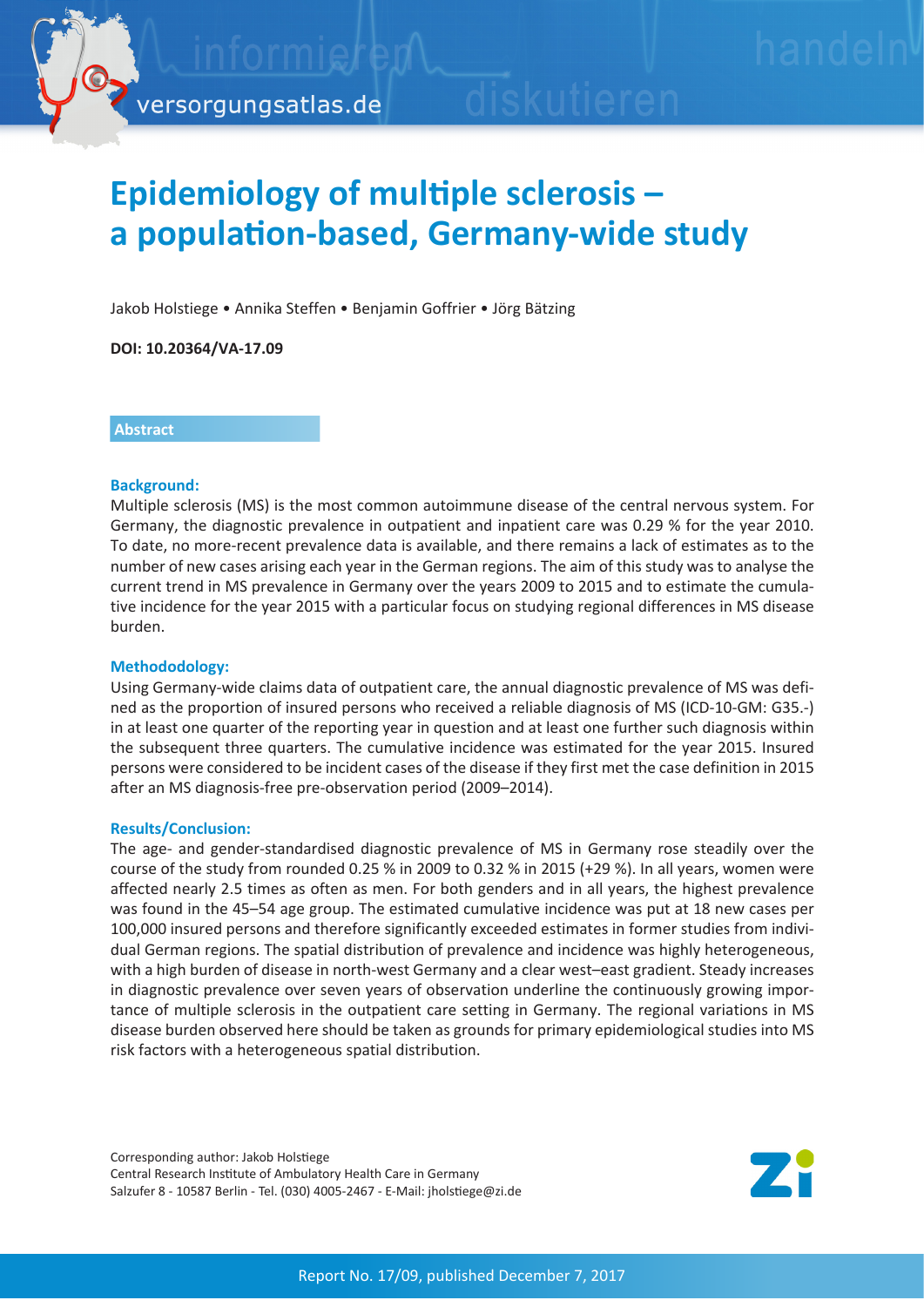# Epidemiology of multiple sclerosis – a population-based, Germany-wide study

Jakob Holstiege • Annika Steffen • Benjamin Goffrier • Jörg Bätzing

**DOI: 10.20364/VA-17.09**

## Abstract

### Background:

Multiple sclerosis (MS) is the most common autoimmune disease of the central nervous system. For Germany, the diagnostic prevalence in outpatient and inpatient care was 0.29 % for the year 2010. To date, no more-recent prevalence data is available, and there remains a lack of estimates as to the number of new cases arising each year in the German regions. The aim of this study was to analyse the current trend in MS prevalence in Germany over the years 2009 to 2015 and to estimate the cumulative incidence for the year 2015 with a particular focus on studying regional differences in MS disease burden.

### Methododology:

Using Germany-wide claims data of outpatient care, the annual diagnostic prevalence of MS was defined as the proportion of insured persons who received a reliable diagnosis of MS (ICD-10-GM: G35.-) in at least one quarter of the reporting year in question and at least one further such diagnosis within the subsequent three quarters. The cumulative incidence was estimated for the year 2015. Insured persons were considered to be incident cases of the disease if they first met the case definition in 2015 after an MS diagnosis-free pre-observation period (2009–2014).

### Results/Conclusion:

The age- and gender-standardised diagnostic prevalence of MS in Germany rose steadily over the course of the study from rounded 0.25 % in 2009 to 0.32 % in 2015 (+29 %). In all years, women were affected nearly 2.5 times as often as men. For both genders and in all years, the highest prevalence was found in the 45–54 age group. The estimated cumulative incidence was put at 18 new cases per 100,000 insured persons and therefore significantly exceeded estimates in former studies from individual German regions. The spatial distribution of prevalence and incidence was highly heterogeneous, with a high burden of disease in north-west Germany and a clear west–east gradient. Steady increases in diagnostic prevalence over seven years of observation underline the continuously growing importance of multiple sclerosis in the outpatient care setting in Germany. The regional variations in MS disease burden observed here should be taken as grounds for primary epidemiological studies into MS risk factors with a heterogeneous spatial distribution.

Corresponding author: Jakob Holstiege
Central Research Institute of Ambulatory Health Care in Germany
Salzufer 8 - 10587 Berlin - Tel. (030) 4005-2467 - E-Mail: jholstiege@zi.de

Report No. 17/09, published December 7, 2017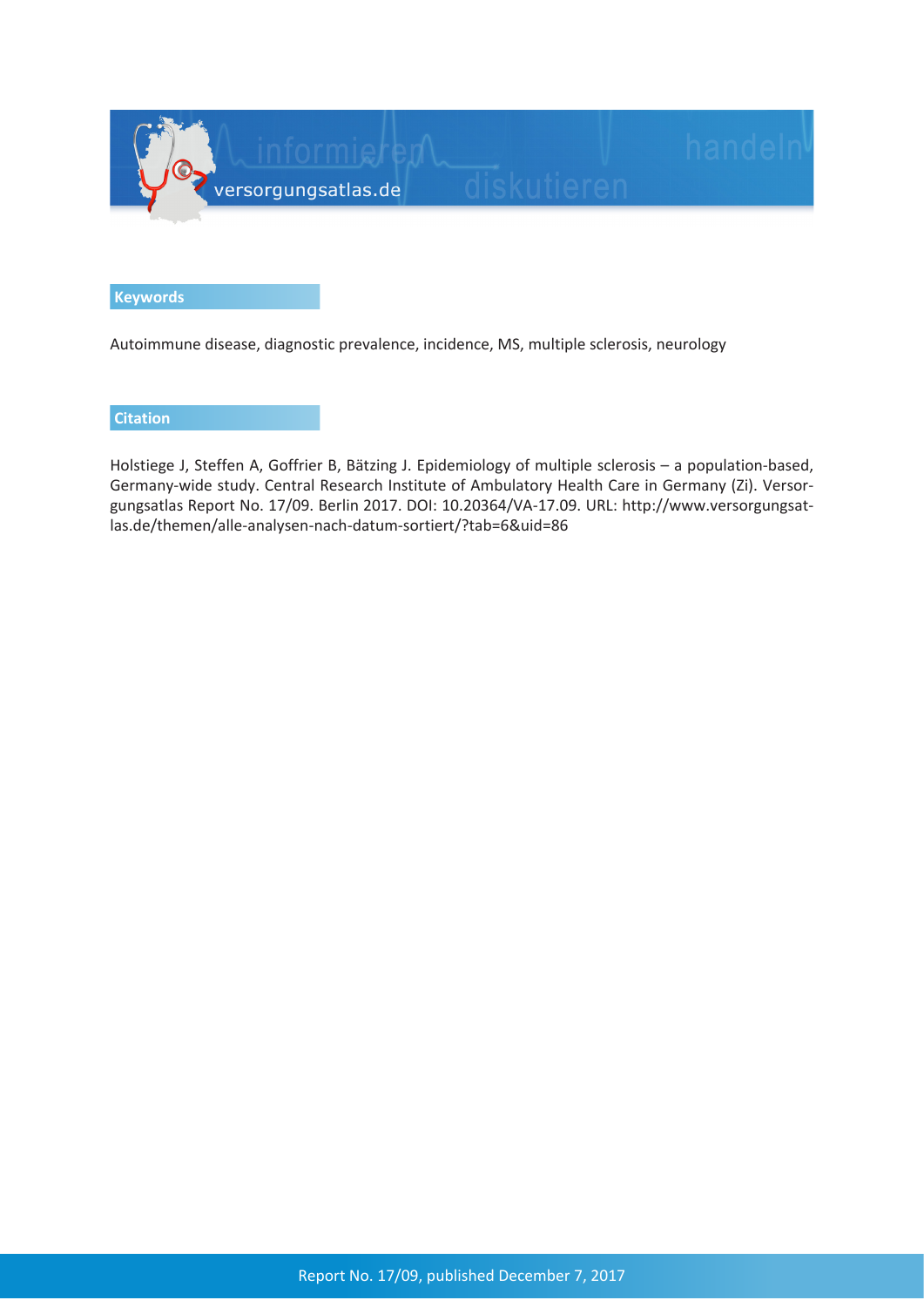## Keywords

Autoimmune disease, diagnostic prevalence, incidence, MS, multiple sclerosis, neurology

## Citation

Holstiege J, Steffen A, Goffrier B, Bätzing J. Epidemiology of multiple sclerosis – a population-based, Germany-wide study. Central Research Institute of Ambulatory Health Care in Germany (Zi). Versorgungsatlas Report No. 17/09. Berlin 2017. DOI: 10.20364/VA-17.09. URL: http://www.versorgungsatlas.de/themen/alle-analysen-nach-datum-sortiert/?tab=6&uid=86

Report No. 17/09, published December 7, 2017